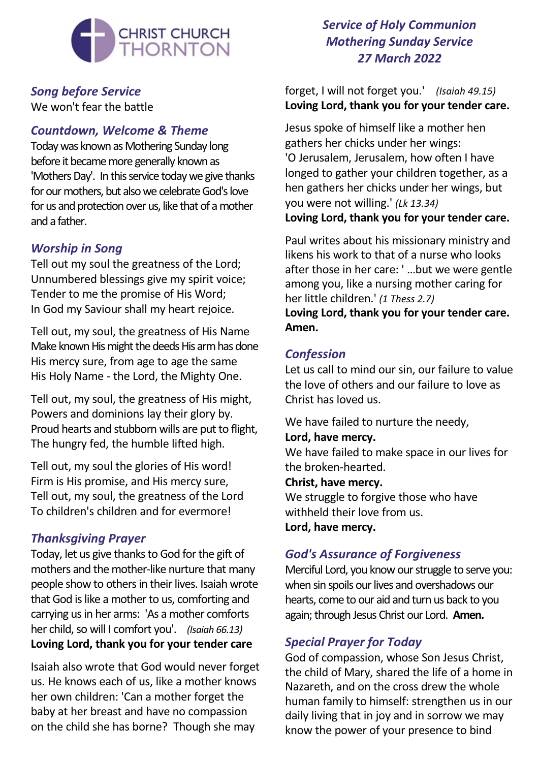CHRIST CHURCH THORNTON

# *Service of Holy Communion*
# *Mothering Sunday Service*
# *27 March 2022*

## *Song before Service*

We won't fear the battle

## *Countdown, Welcome & Theme*

Today was known as Mothering Sunday long before it became more generally known as 'Mothers Day'. In this service today we give thanks for our mothers, but also we celebrate God's love for us and protection over us, like that of a mother and a father.

## *Worship in Song*

Tell out my soul the greatness of the Lord;
Unnumbered blessings give my spirit voice;
Tender to me the promise of His Word;
In God my Saviour shall my heart rejoice.

Tell out, my soul, the greatness of His Name
Make known His might the deeds His arm has done
His mercy sure, from age to age the same
His Holy Name - the Lord, the Mighty One.

Tell out, my soul, the greatness of His might,
Powers and dominions lay their glory by.
Proud hearts and stubborn wills are put to flight,
The hungry fed, the humble lifted high.

Tell out, my soul the glories of His word!
Firm is His promise, and His mercy sure,
Tell out, my soul, the greatness of the Lord
To children's children and for evermore!

## *Thanksgiving Prayer*

Today, let us give thanks to God for the gift of mothers and the mother-like nurture that many people show to others in their lives. Isaiah wrote that God is like a mother to us, comforting and carrying us in her arms: 'As a mother comforts her child, so will I comfort you'. *(Isaiah 66.13)*
**Loving Lord, thank you for your tender care**

Isaiah also wrote that God would never forget us. He knows each of us, like a mother knows her own children: 'Can a mother forget the baby at her breast and have no compassion on the child she has borne? Though she may forget, I will not forget you.' *(Isaiah 49.15)*
**Loving Lord, thank you for your tender care.**

Jesus spoke of himself like a mother hen gathers her chicks under her wings:
'O Jerusalem, Jerusalem, how often I have longed to gather your children together, as a hen gathers her chicks under her wings, but you were not willing.' *(Lk 13.34)*
**Loving Lord, thank you for your tender care.**

Paul writes about his missionary ministry and likens his work to that of a nurse who looks after those in her care: ' ...but we were gentle among you, like a nursing mother caring for her little children.' *(1 Thess 2.7)*
**Loving Lord, thank you for your tender care. Amen.**

## *Confession*

Let us call to mind our sin, our failure to value the love of others and our failure to love as Christ has loved us.

We have failed to nurture the needy,
**Lord, have mercy.**
We have failed to make space in our lives for the broken-hearted.
**Christ, have mercy.**
We struggle to forgive those who have withheld their love from us.
**Lord, have mercy.**

## *God's Assurance of Forgiveness*

Merciful Lord, you know our struggle to serve you: when sin spoils our lives and overshadows our hearts, come to our aid and turn us back to you again; through Jesus Christ our Lord. **Amen.**

## *Special Prayer for Today*

God of compassion, whose Son Jesus Christ, the child of Mary, shared the life of a home in Nazareth, and on the cross drew the whole human family to himself: strengthen us in our daily living that in joy and in sorrow we may know the power of your presence to bind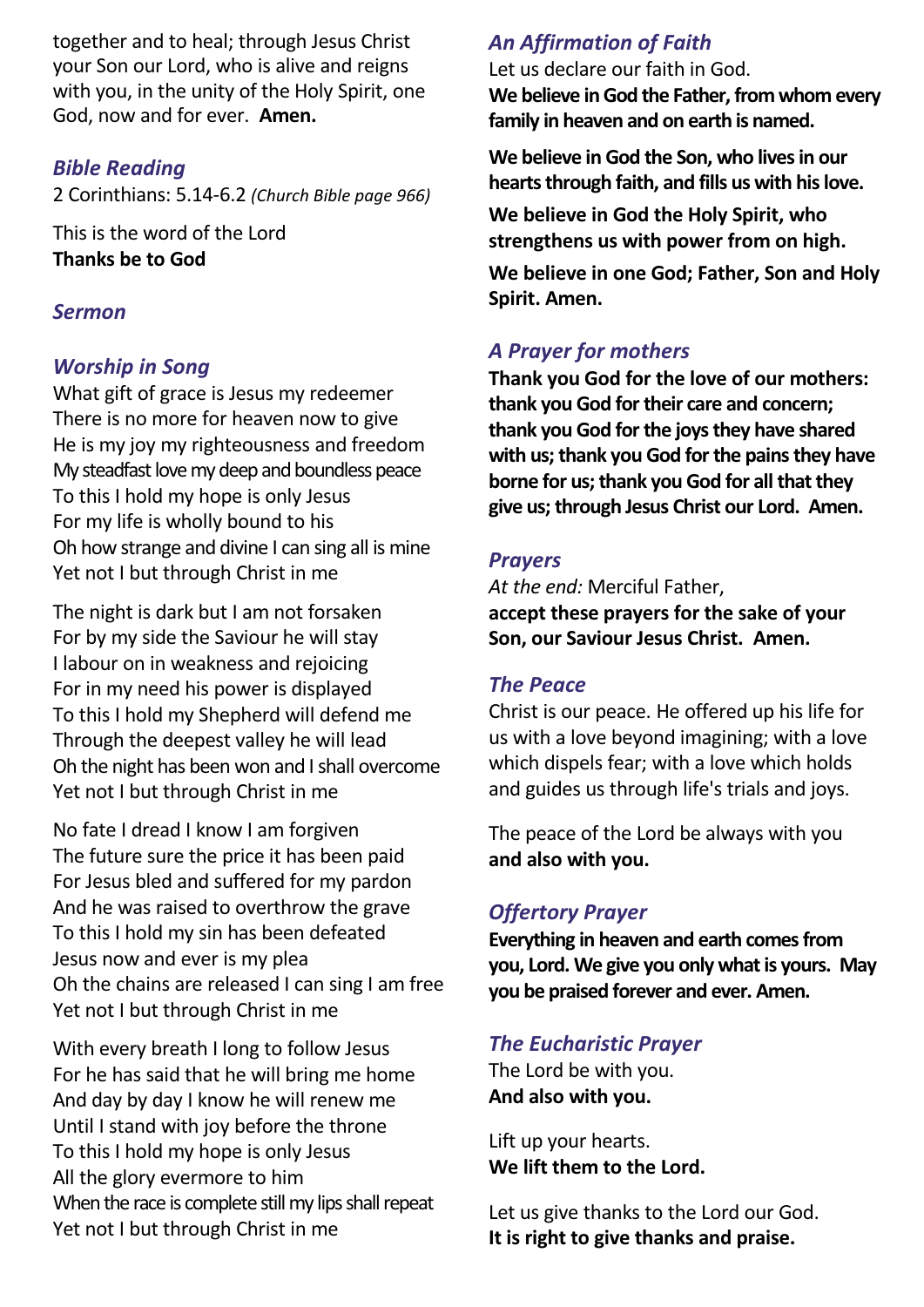together and to heal; through Jesus Christ your Son our Lord, who is alive and reigns with you, in the unity of the Holy Spirit, one God, now and for ever. **Amen.**

### *Bible Reading*

2 Corinthians: 5.14-6.2 *(Church Bible page 966)*

This is the word of the Lord
**Thanks be to God**

### *Sermon*

### *Worship in Song*

What gift of grace is Jesus my redeemer
There is no more for heaven now to give
He is my joy my righteousness and freedom
My steadfast love my deep and boundless peace
To this I hold my hope is only Jesus
For my life is wholly bound to his
Oh how strange and divine I can sing all is mine
Yet not I but through Christ in me

The night is dark but I am not forsaken
For by my side the Saviour he will stay
I labour on in weakness and rejoicing
For in my need his power is displayed
To this I hold my Shepherd will defend me
Through the deepest valley he will lead
Oh the night has been won and I shall overcome
Yet not I but through Christ in me

No fate I dread I know I am forgiven
The future sure the price it has been paid
For Jesus bled and suffered for my pardon
And he was raised to overthrow the grave
To this I hold my sin has been defeated
Jesus now and ever is my plea
Oh the chains are released I can sing I am free
Yet not I but through Christ in me

With every breath I long to follow Jesus
For he has said that he will bring me home
And day by day I know he will renew me
Until I stand with joy before the throne
To this I hold my hope is only Jesus
All the glory evermore to him
When the race is complete still my lips shall repeat
Yet not I but through Christ in me

### *An Affirmation of Faith*

Let us declare our faith in God.
**We believe in God the Father, from whom every family in heaven and on earth is named.**

**We believe in God the Son, who lives in our hearts through faith, and fills us with his love.**

**We believe in God the Holy Spirit, who strengthens us with power from on high.**

**We believe in one God; Father, Son and Holy Spirit. Amen.**

### *A Prayer for mothers*

**Thank you God for the love of our mothers: thank you God for their care and concern; thank you God for the joys they have shared with us; thank you God for the pains they have borne for us; thank you God for all that they give us; through Jesus Christ our Lord. Amen.**

### *Prayers*

*At the end:* Merciful Father,
**accept these prayers for the sake of your Son, our Saviour Jesus Christ. Amen.**

### *The Peace*

Christ is our peace. He offered up his life for us with a love beyond imagining; with a love which dispels fear; with a love which holds and guides us through life's trials and joys.

The peace of the Lord be always with you
**and also with you.**

### *Offertory Prayer*

**Everything in heaven and earth comes from you, Lord. We give you only what is yours. May you be praised forever and ever. Amen.**

### *The Eucharistic Prayer*

The Lord be with you.
**And also with you.**

Lift up your hearts.
**We lift them to the Lord.**

Let us give thanks to the Lord our God.
**It is right to give thanks and praise.**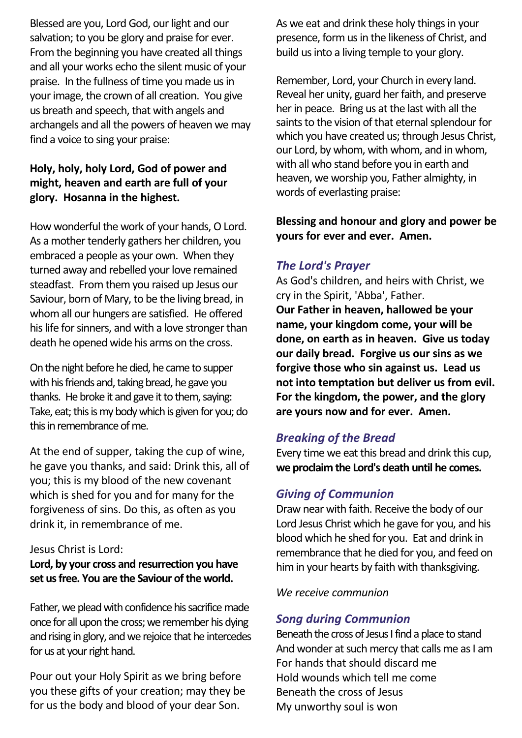Blessed are you, Lord God, our light and our salvation; to you be glory and praise for ever. From the beginning you have created all things and all your works echo the silent music of your praise. In the fullness of time you made us in your image, the crown of all creation. You give us breath and speech, that with angels and archangels and all the powers of heaven we may find a voice to sing your praise:

**Holy, holy, holy Lord, God of power and might, heaven and earth are full of your glory. Hosanna in the highest.**

How wonderful the work of your hands, O Lord. As a mother tenderly gathers her children, you embraced a people as your own. When they turned away and rebelled your love remained steadfast. From them you raised up Jesus our Saviour, born of Mary, to be the living bread, in whom all our hungers are satisfied. He offered his life for sinners, and with a love stronger than death he opened wide his arms on the cross.

On the night before he died, he came to supper with his friends and, taking bread, he gave you thanks. He broke it and gave it to them, saying: Take, eat; this is my body which is given for you; do this in remembrance of me.

At the end of supper, taking the cup of wine, he gave you thanks, and said: Drink this, all of you; this is my blood of the new covenant which is shed for you and for many for the forgiveness of sins. Do this, as often as you drink it, in remembrance of me.

Jesus Christ is Lord:
**Lord, by your cross and resurrection you have set us free. You are the Saviour of the world.**

Father, we plead with confidence his sacrifice made once for all upon the cross; we remember his dying and rising in glory, and we rejoice that he intercedes for us at your right hand.

Pour out your Holy Spirit as we bring before you these gifts of your creation; may they be for us the body and blood of your dear Son.

As we eat and drink these holy things in your presence, form us in the likeness of Christ, and build us into a living temple to your glory.

Remember, Lord, your Church in every land. Reveal her unity, guard her faith, and preserve her in peace. Bring us at the last with all the saints to the vision of that eternal splendour for which you have created us; through Jesus Christ, our Lord, by whom, with whom, and in whom, with all who stand before you in earth and heaven, we worship you, Father almighty, in words of everlasting praise:

**Blessing and honour and glory and power be yours for ever and ever. Amen.**

## *The Lord's Prayer*

As God's children, and heirs with Christ, we cry in the Spirit, 'Abba', Father.
**Our Father in heaven, hallowed be your name, your kingdom come, your will be done, on earth as in heaven. Give us today our daily bread. Forgive us our sins as we forgive those who sin against us. Lead us not into temptation but deliver us from evil. For the kingdom, the power, and the glory are yours now and for ever. Amen.**

## *Breaking of the Bread*

Every time we eat this bread and drink this cup,
**we proclaim the Lord's death until he comes.**

## *Giving of Communion*

Draw near with faith. Receive the body of our Lord Jesus Christ which he gave for you, and his blood which he shed for you. Eat and drink in remembrance that he died for you, and feed on him in your hearts by faith with thanksgiving.

*We receive communion*

## *Song during Communion*

Beneath the cross of Jesus I find a place to stand
And wonder at such mercy that calls me as I am
For hands that should discard me
Hold wounds which tell me come
Beneath the cross of Jesus
My unworthy soul is won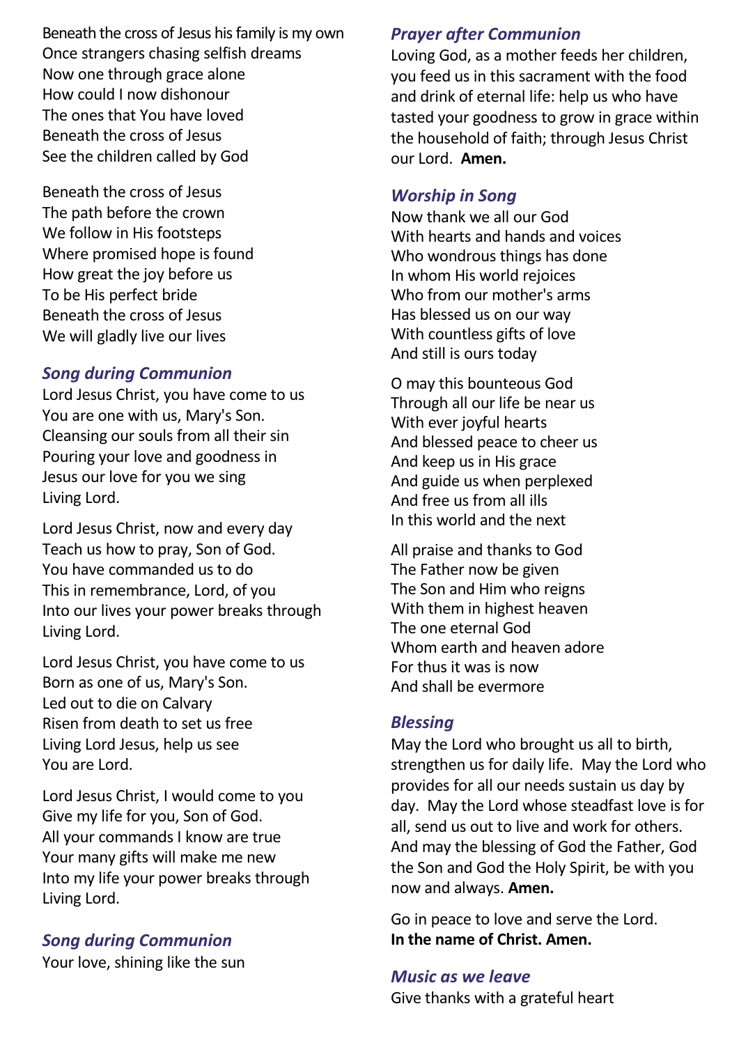Beneath the cross of Jesus his family is my own
Once strangers chasing selfish dreams
Now one through grace alone
How could I now dishonour
The ones that You have loved
Beneath the cross of Jesus
See the children called by God

Beneath the cross of Jesus
The path before the crown
We follow in His footsteps
Where promised hope is found
How great the joy before us
To be His perfect bride
Beneath the cross of Jesus
We will gladly live our lives

### *Song during Communion*

Lord Jesus Christ, you have come to us
You are one with us, Mary's Son.
Cleansing our souls from all their sin
Pouring your love and goodness in
Jesus our love for you we sing
Living Lord.

Lord Jesus Christ, now and every day
Teach us how to pray, Son of God.
You have commanded us to do
This in remembrance, Lord, of you
Into our lives your power breaks through
Living Lord.

Lord Jesus Christ, you have come to us
Born as one of us, Mary's Son.
Led out to die on Calvary
Risen from death to set us free
Living Lord Jesus, help us see
You are Lord.

Lord Jesus Christ, I would come to you
Give my life for you, Son of God.
All your commands I know are true
Your many gifts will make me new
Into my life your power breaks through
Living Lord.

### *Song during Communion*

Your love, shining like the sun

### *Prayer after Communion*

Loving God, as a mother feeds her children, you feed us in this sacrament with the food and drink of eternal life: help us who have tasted your goodness to grow in grace within the household of faith; through Jesus Christ our Lord. **Amen.**

### *Worship in Song*

Now thank we all our God
With hearts and hands and voices
Who wondrous things has done
In whom His world rejoices
Who from our mother's arms
Has blessed us on our way
With countless gifts of love
And still is ours today

O may this bounteous God
Through all our life be near us
With ever joyful hearts
And blessed peace to cheer us
And keep us in His grace
And guide us when perplexed
And free us from all ills
In this world and the next

All praise and thanks to God
The Father now be given
The Son and Him who reigns
With them in highest heaven
The one eternal God
Whom earth and heaven adore
For thus it was is now
And shall be evermore

### *Blessing*

May the Lord who brought us all to birth, strengthen us for daily life. May the Lord who provides for all our needs sustain us day by day. May the Lord whose steadfast love is for all, send us out to live and work for others. And may the blessing of God the Father, God the Son and God the Holy Spirit, be with you now and always. **Amen.**

Go in peace to love and serve the Lord.
**In the name of Christ. Amen.**

### *Music as we leave*

Give thanks with a grateful heart